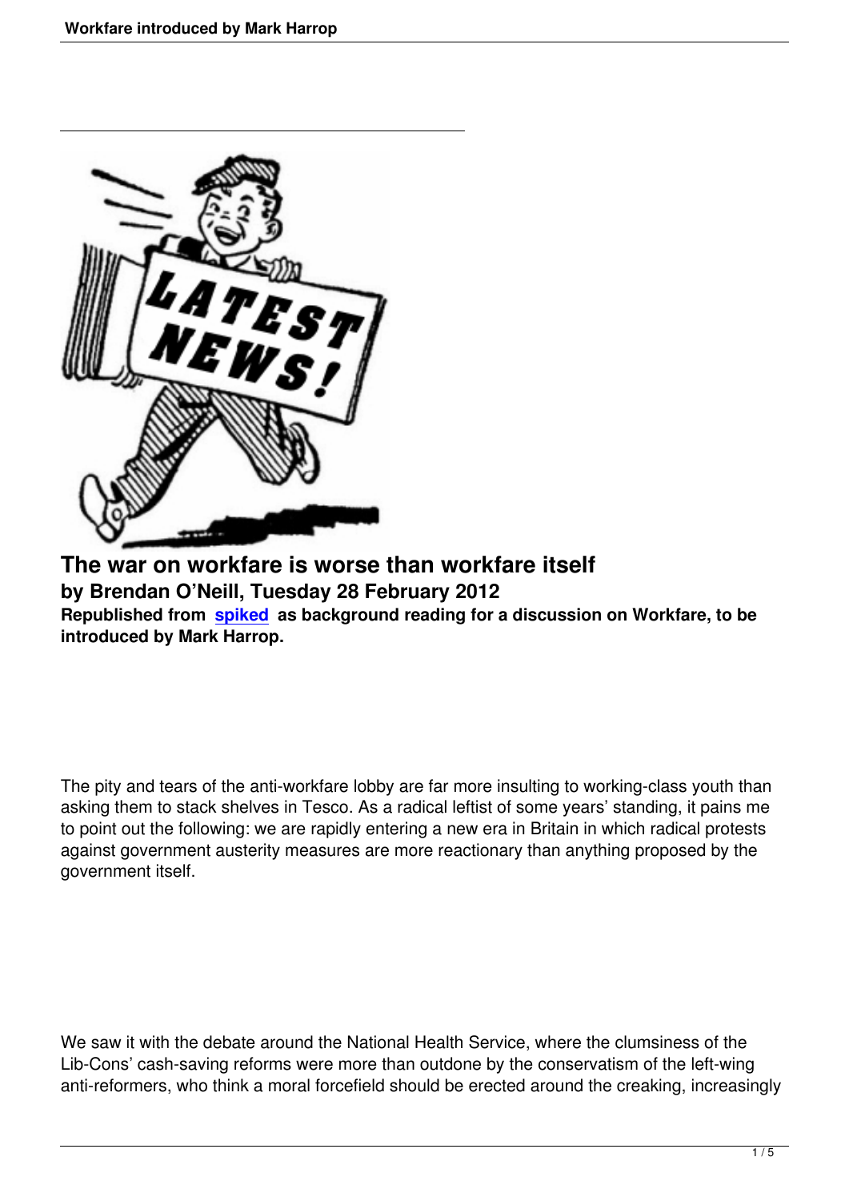# The war on workfare is worse than workfare itself

**by Brendan O'Neill, Tuesday 28 February 2012**

**Republished from spiked as background reading for a discussion on Workfare, to be introduced by Mark Harrop.**

The pity and tears of the anti-workfare lobby are far more insulting to working-class youth than asking them to stack shelves in Tesco. As a radical leftist of some years' standing, it pains me to point out the following: we are rapidly entering a new era in Britain in which radical protests against government austerity measures are more reactionary than anything proposed by the government itself.

We saw it with the debate around the National Health Service, where the clumsiness of the Lib-Cons' cash-saving reforms were more than outdone by the conservatism of the left-wing anti-reformers, who think a moral forcefield should be erected around the creaking, increasingly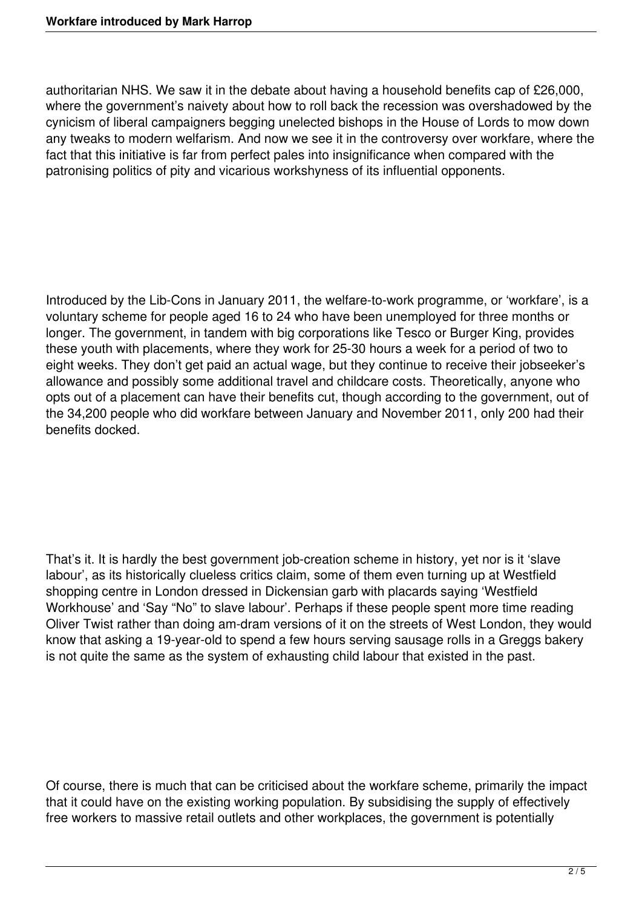authoritarian NHS. We saw it in the debate about having a household benefits cap of £26,000, where the government's naivety about how to roll back the recession was overshadowed by the cynicism of liberal campaigners begging unelected bishops in the House of Lords to mow down any tweaks to modern welfarism. And now we see it in the controversy over workfare, where the fact that this initiative is far from perfect pales into insignificance when compared with the patronising politics of pity and vicarious workshyness of its influential opponents.

Introduced by the Lib-Cons in January 2011, the welfare-to-work programme, or 'workfare', is a voluntary scheme for people aged 16 to 24 who have been unemployed for three months or longer. The government, in tandem with big corporations like Tesco or Burger King, provides these youth with placements, where they work for 25-30 hours a week for a period of two to eight weeks. They don't get paid an actual wage, but they continue to receive their jobseeker's allowance and possibly some additional travel and childcare costs. Theoretically, anyone who opts out of a placement can have their benefits cut, though according to the government, out of the 34,200 people who did workfare between January and November 2011, only 200 had their benefits docked.

That's it. It is hardly the best government job-creation scheme in history, yet nor is it 'slave labour', as its historically clueless critics claim, some of them even turning up at Westfield shopping centre in London dressed in Dickensian garb with placards saying 'Westfield Workhouse' and 'Say "No" to slave labour'. Perhaps if these people spent more time reading Oliver Twist rather than doing am-dram versions of it on the streets of West London, they would know that asking a 19-year-old to spend a few hours serving sausage rolls in a Greggs bakery is not quite the same as the system of exhausting child labour that existed in the past.

Of course, there is much that can be criticised about the workfare scheme, primarily the impact that it could have on the existing working population. By subsidising the supply of effectively free workers to massive retail outlets and other workplaces, the government is potentially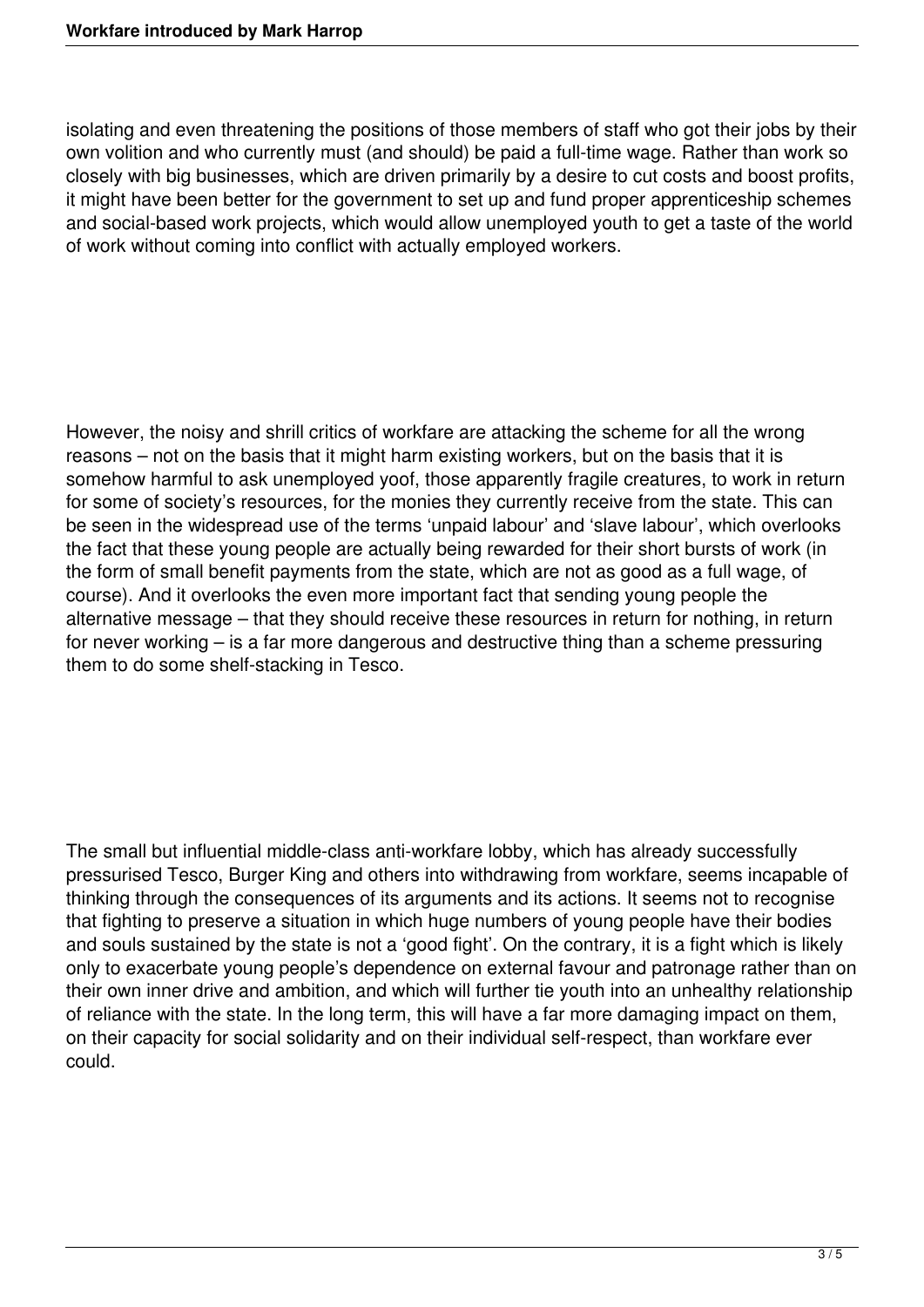isolating and even threatening the positions of those members of staff who got their jobs by their own volition and who currently must (and should) be paid a full-time wage. Rather than work so closely with big businesses, which are driven primarily by a desire to cut costs and boost profits, it might have been better for the government to set up and fund proper apprenticeship schemes and social-based work projects, which would allow unemployed youth to get a taste of the world of work without coming into conflict with actually employed workers.

However, the noisy and shrill critics of workfare are attacking the scheme for all the wrong reasons – not on the basis that it might harm existing workers, but on the basis that it is somehow harmful to ask unemployed yoof, those apparently fragile creatures, to work in return for some of society's resources, for the monies they currently receive from the state. This can be seen in the widespread use of the terms 'unpaid labour' and 'slave labour', which overlooks the fact that these young people are actually being rewarded for their short bursts of work (in the form of small benefit payments from the state, which are not as good as a full wage, of course). And it overlooks the even more important fact that sending young people the alternative message – that they should receive these resources in return for nothing, in return for never working – is a far more dangerous and destructive thing than a scheme pressuring them to do some shelf-stacking in Tesco.

The small but influential middle-class anti-workfare lobby, which has already successfully pressurised Tesco, Burger King and others into withdrawing from workfare, seems incapable of thinking through the consequences of its arguments and its actions. It seems not to recognise that fighting to preserve a situation in which huge numbers of young people have their bodies and souls sustained by the state is not a 'good fight'. On the contrary, it is a fight which is likely only to exacerbate young people's dependence on external favour and patronage rather than on their own inner drive and ambition, and which will further tie youth into an unhealthy relationship of reliance with the state. In the long term, this will have a far more damaging impact on them, on their capacity for social solidarity and on their individual self-respect, than workfare ever could.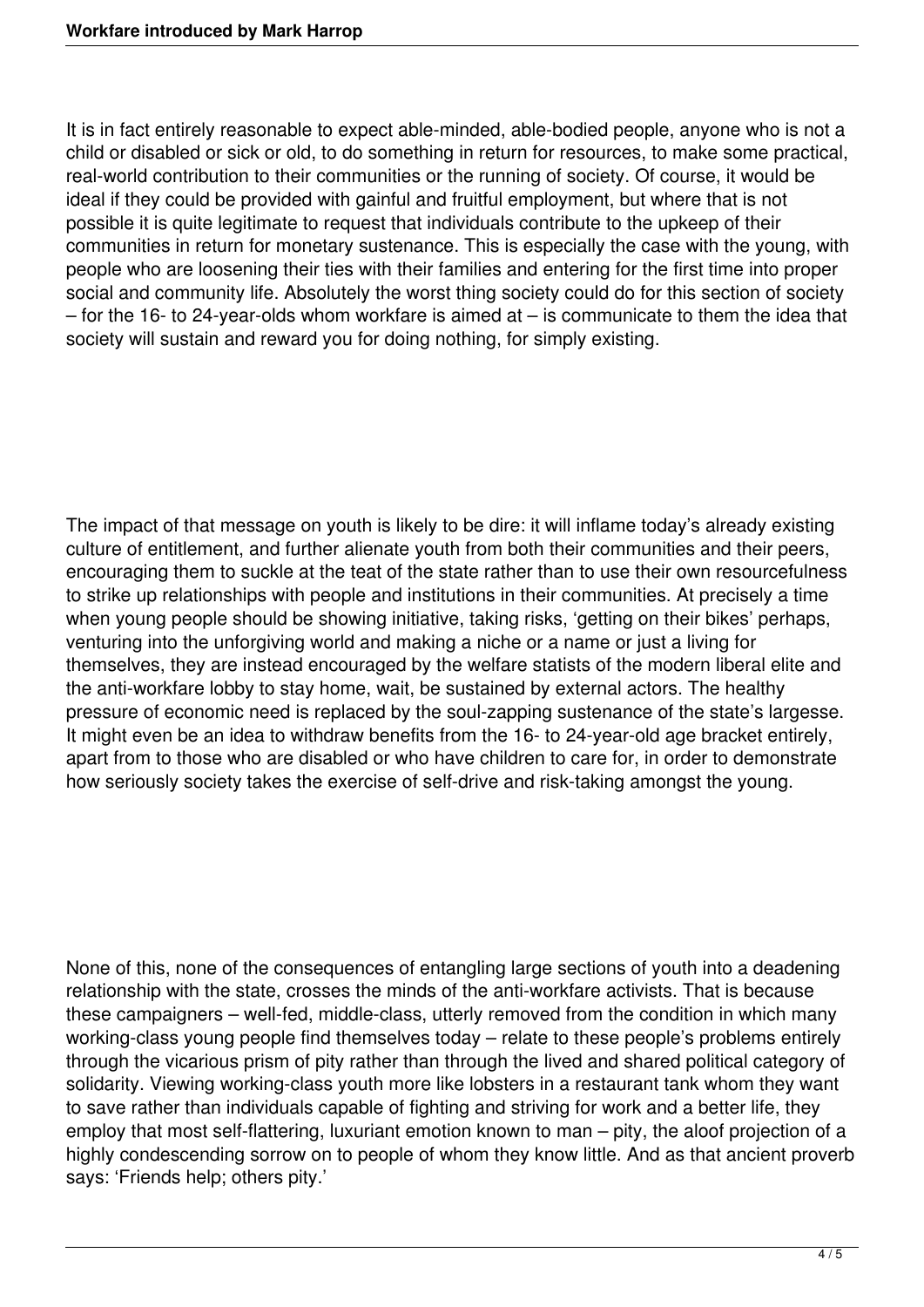It is in fact entirely reasonable to expect able-minded, able-bodied people, anyone who is not a child or disabled or sick or old, to do something in return for resources, to make some practical, real-world contribution to their communities or the running of society. Of course, it would be ideal if they could be provided with gainful and fruitful employment, but where that is not possible it is quite legitimate to request that individuals contribute to the upkeep of their communities in return for monetary sustenance. This is especially the case with the young, with people who are loosening their ties with their families and entering for the first time into proper social and community life. Absolutely the worst thing society could do for this section of society – for the 16- to 24-year-olds whom workfare is aimed at – is communicate to them the idea that society will sustain and reward you for doing nothing, for simply existing.

The impact of that message on youth is likely to be dire: it will inflame today's already existing culture of entitlement, and further alienate youth from both their communities and their peers, encouraging them to suckle at the teat of the state rather than to use their own resourcefulness to strike up relationships with people and institutions in their communities. At precisely a time when young people should be showing initiative, taking risks, 'getting on their bikes' perhaps, venturing into the unforgiving world and making a niche or a name or just a living for themselves, they are instead encouraged by the welfare statists of the modern liberal elite and the anti-workfare lobby to stay home, wait, be sustained by external actors. The healthy pressure of economic need is replaced by the soul-zapping sustenance of the state's largesse. It might even be an idea to withdraw benefits from the 16- to 24-year-old age bracket entirely, apart from to those who are disabled or who have children to care for, in order to demonstrate how seriously society takes the exercise of self-drive and risk-taking amongst the young.

None of this, none of the consequences of entangling large sections of youth into a deadening relationship with the state, crosses the minds of the anti-workfare activists. That is because these campaigners – well-fed, middle-class, utterly removed from the condition in which many working-class young people find themselves today – relate to these people's problems entirely through the vicarious prism of pity rather than through the lived and shared political category of solidarity. Viewing working-class youth more like lobsters in a restaurant tank whom they want to save rather than individuals capable of fighting and striving for work and a better life, they employ that most self-flattering, luxuriant emotion known to man – pity, the aloof projection of a highly condescending sorrow on to people of whom they know little. And as that ancient proverb says: 'Friends help; others pity.'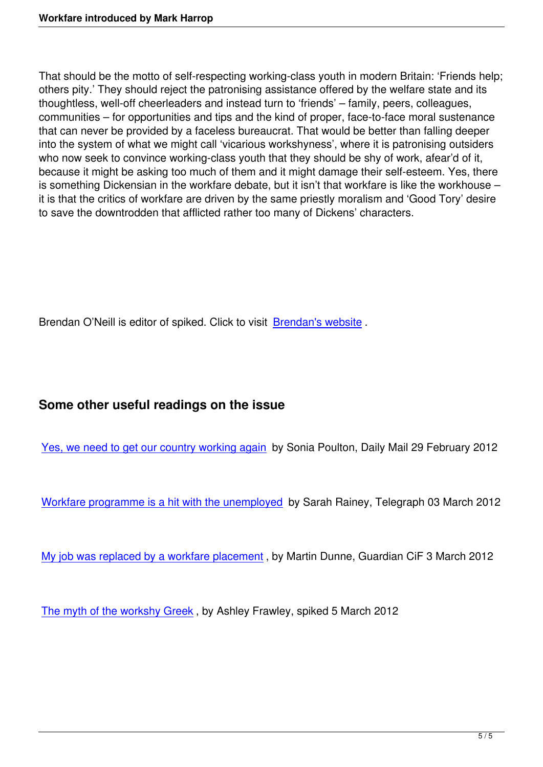That should be the motto of self-respecting working-class youth in modern Britain: 'Friends help; others pity.' They should reject the patronising assistance offered by the welfare state and its thoughtless, well-off cheerleaders and instead turn to 'friends' – family, peers, colleagues, communities – for opportunities and tips and the kind of proper, face-to-face moral sustenance that can never be provided by a faceless bureaucrat. That would be better than falling deeper into the system of what we might call 'vicarious workshyness', where it is patronising outsiders who now seek to convince working-class youth that they should be shy of work, afear'd of it, because it might be asking too much of them and it might damage their self-esteem. Yes, there is something Dickensian in the workfare debate, but it isn't that workfare is like the workhouse – it is that the critics of workfare are driven by the same priestly moralism and 'Good Tory' desire to save the downtrodden that afflicted rather too many of Dickens' characters.

Brendan O'Neill is editor of spiked. Click to visit Brendan's website .

## Some other useful readings on the issue

Yes, we need to get our country working again by Sonia Poulton, Daily Mail 29 February 2012

Workfare programme is a hit with the unemployed by Sarah Rainey, Telegraph 03 March 2012

My job was replaced by a workfare placement , by Martin Dunne, Guardian CiF 3 March 2012

The myth of the workshy Greek , by Ashley Frawley, spiked 5 March 2012